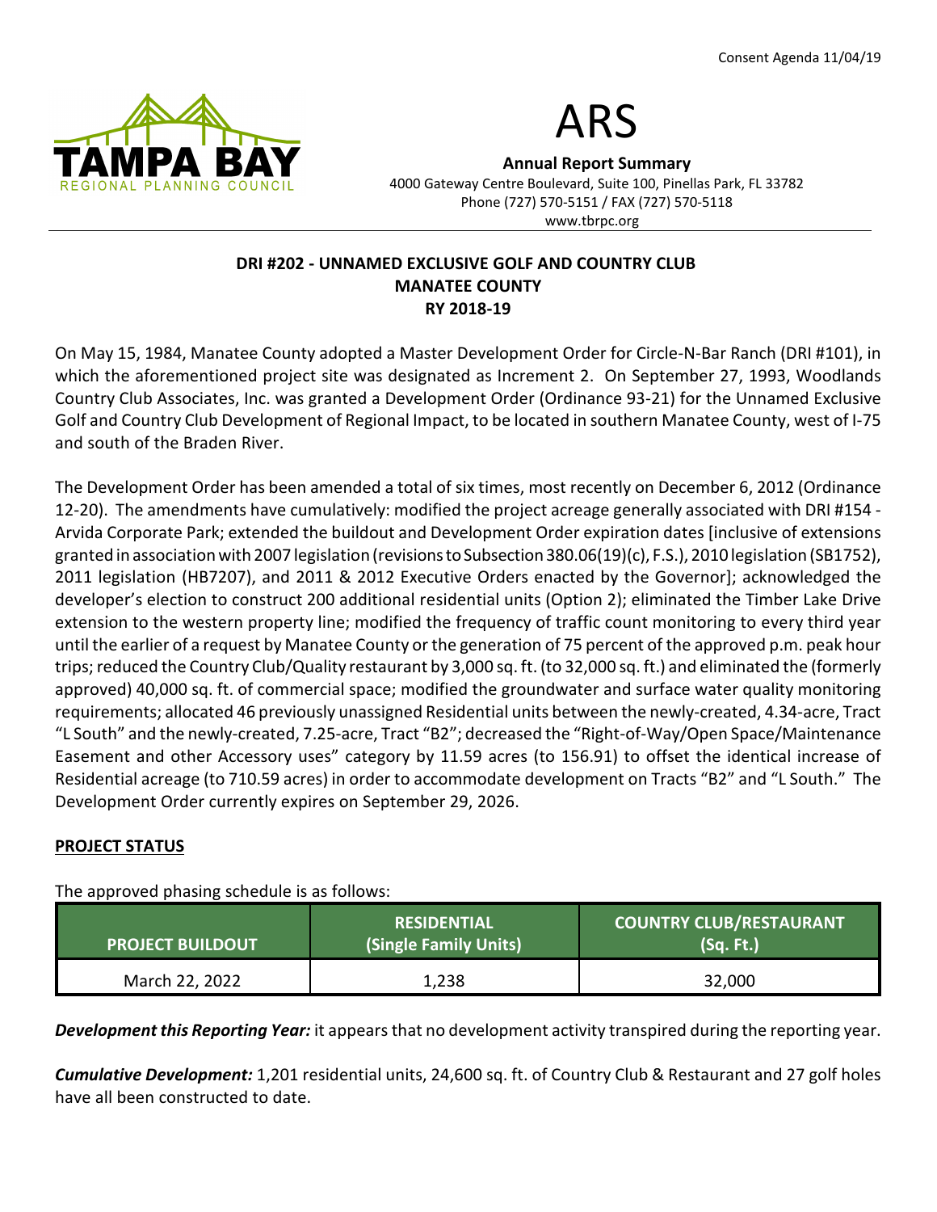Consent Agenda 11/04/19

# ARS

**Annual Report Summary**
4000 Gateway Centre Boulevard, Suite 100, Pinellas Park, FL 33782
Phone (727) 570-5151 / FAX (727) 570-5118
www.tbrpc.org

## DRI #202 - UNNAMED EXCLUSIVE GOLF AND COUNTRY CLUB
## MANATEE COUNTY
## RY 2018-19

On May 15, 1984, Manatee County adopted a Master Development Order for Circle-N-Bar Ranch (DRI #101), in which the aforementioned project site was designated as Increment 2. On September 27, 1993, Woodlands Country Club Associates, Inc. was granted a Development Order (Ordinance 93-21) for the Unnamed Exclusive Golf and Country Club Development of Regional Impact, to be located in southern Manatee County, west of I-75 and south of the Braden River.

The Development Order has been amended a total of six times, most recently on December 6, 2012 (Ordinance 12-20). The amendments have cumulatively: modified the project acreage generally associated with DRI #154 - Arvida Corporate Park; extended the buildout and Development Order expiration dates [inclusive of extensions granted in association with 2007 legislation (revisions to Subsection 380.06(19)(c), F.S.), 2010 legislation (SB1752), 2011 legislation (HB7207), and 2011 & 2012 Executive Orders enacted by the Governor]; acknowledged the developer's election to construct 200 additional residential units (Option 2); eliminated the Timber Lake Drive extension to the western property line; modified the frequency of traffic count monitoring to every third year until the earlier of a request by Manatee County or the generation of 75 percent of the approved p.m. peak hour trips; reduced the Country Club/Quality restaurant by 3,000 sq. ft. (to 32,000 sq. ft.) and eliminated the (formerly approved) 40,000 sq. ft. of commercial space; modified the groundwater and surface water quality monitoring requirements; allocated 46 previously unassigned Residential units between the newly-created, 4.34-acre, Tract "L South" and the newly-created, 7.25-acre, Tract "B2"; decreased the "Right-of-Way/Open Space/Maintenance Easement and other Accessory uses" category by 11.59 acres (to 156.91) to offset the identical increase of Residential acreage (to 710.59 acres) in order to accommodate development on Tracts "B2" and "L South." The Development Order currently expires on September 29, 2026.

### PROJECT STATUS

The approved phasing schedule is as follows:

| PROJECT BUILDOUT | RESIDENTIAL (Single Family Units) | COUNTRY CLUB/RESTAURANT (Sq. Ft.) |
|---|---|---|
| March 22, 2022 | 1,238 | 32,000 |

***Development this Reporting Year:*** it appears that no development activity transpired during the reporting year.

***Cumulative Development:*** 1,201 residential units, 24,600 sq. ft. of Country Club & Restaurant and 27 golf holes have all been constructed to date.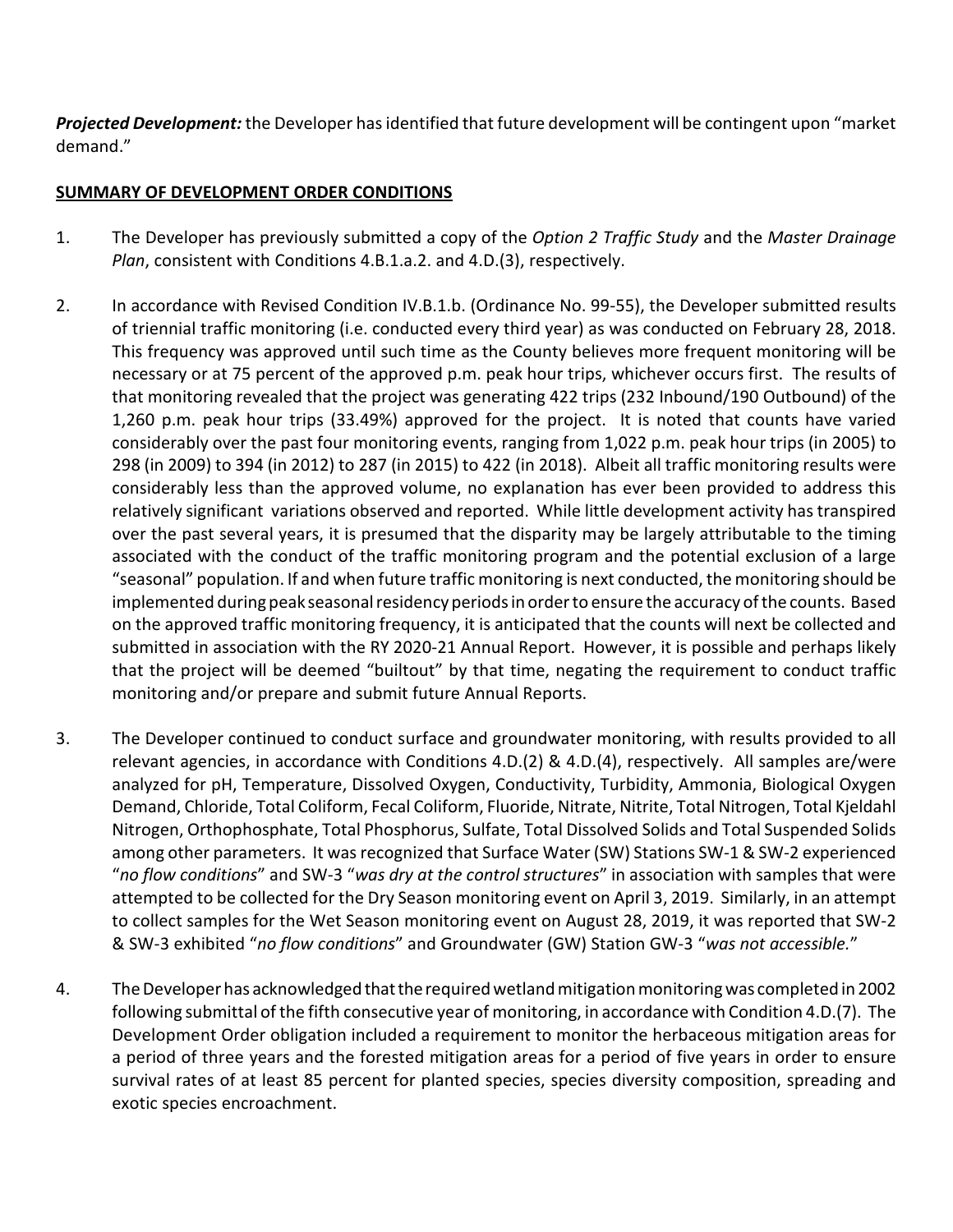***Projected Development:*** the Developer has identified that future development will be contingent upon "market demand."

**SUMMARY OF DEVELOPMENT ORDER CONDITIONS**

1. The Developer has previously submitted a copy of the *Option 2 Traffic Study* and the *Master Drainage Plan*, consistent with Conditions 4.B.1.a.2. and 4.D.(3), respectively.

2. In accordance with Revised Condition IV.B.1.b. (Ordinance No. 99-55), the Developer submitted results of triennial traffic monitoring (i.e. conducted every third year) as was conducted on February 28, 2018. This frequency was approved until such time as the County believes more frequent monitoring will be necessary or at 75 percent of the approved p.m. peak hour trips, whichever occurs first. The results of that monitoring revealed that the project was generating 422 trips (232 Inbound/190 Outbound) of the 1,260 p.m. peak hour trips (33.49%) approved for the project. It is noted that counts have varied considerably over the past four monitoring events, ranging from 1,022 p.m. peak hour trips (in 2005) to 298 (in 2009) to 394 (in 2012) to 287 (in 2015) to 422 (in 2018). Albeit all traffic monitoring results were considerably less than the approved volume, no explanation has ever been provided to address this relatively significant variations observed and reported. While little development activity has transpired over the past several years, it is presumed that the disparity may be largely attributable to the timing associated with the conduct of the traffic monitoring program and the potential exclusion of a large "seasonal" population. If and when future traffic monitoring is next conducted, the monitoring should be implemented during peak seasonal residency periods in order to ensure the accuracy of the counts. Based on the approved traffic monitoring frequency, it is anticipated that the counts will next be collected and submitted in association with the RY 2020-21 Annual Report. However, it is possible and perhaps likely that the project will be deemed "builtout" by that time, negating the requirement to conduct traffic monitoring and/or prepare and submit future Annual Reports.

3. The Developer continued to conduct surface and groundwater monitoring, with results provided to all relevant agencies, in accordance with Conditions 4.D.(2) & 4.D.(4), respectively. All samples are/were analyzed for pH, Temperature, Dissolved Oxygen, Conductivity, Turbidity, Ammonia, Biological Oxygen Demand, Chloride, Total Coliform, Fecal Coliform, Fluoride, Nitrate, Nitrite, Total Nitrogen, Total Kjeldahl Nitrogen, Orthophosphate, Total Phosphorus, Sulfate, Total Dissolved Solids and Total Suspended Solids among other parameters. It was recognized that Surface Water (SW) Stations SW-1 & SW-2 experienced "*no flow conditions*" and SW-3 "*was dry at the control structures*" in association with samples that were attempted to be collected for the Dry Season monitoring event on April 3, 2019. Similarly, in an attempt to collect samples for the Wet Season monitoring event on August 28, 2019, it was reported that SW-2 & SW-3 exhibited "*no flow conditions*" and Groundwater (GW) Station GW-3 "*was not accessible.*"

4. The Developer has acknowledged that the required wetland mitigation monitoring was completed in 2002 following submittal of the fifth consecutive year of monitoring, in accordance with Condition 4.D.(7). The Development Order obligation included a requirement to monitor the herbaceous mitigation areas for a period of three years and the forested mitigation areas for a period of five years in order to ensure survival rates of at least 85 percent for planted species, species diversity composition, spreading and exotic species encroachment.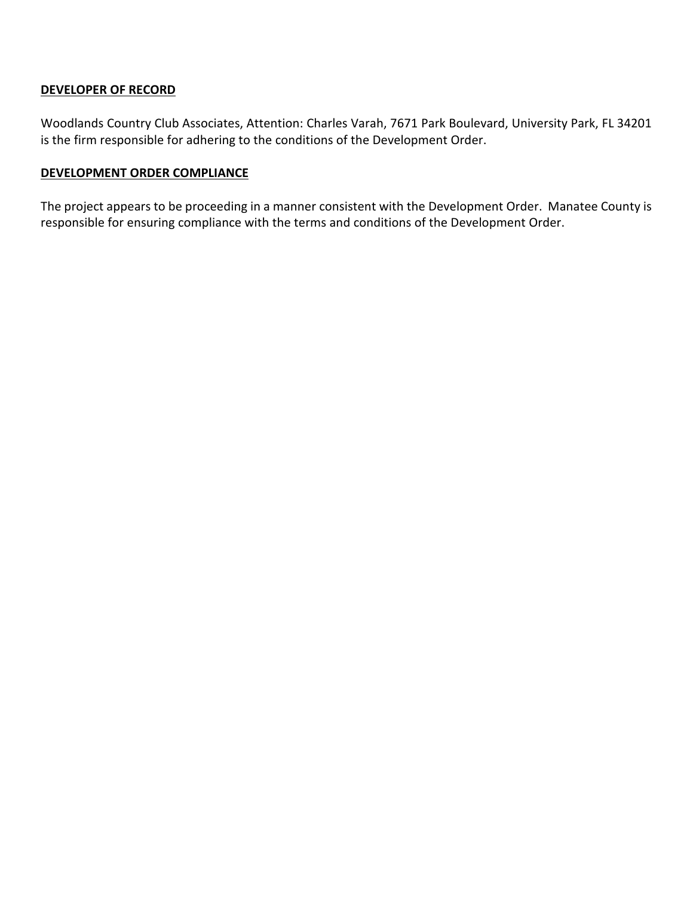**DEVELOPER OF RECORD**

Woodlands Country Club Associates, Attention: Charles Varah, 7671 Park Boulevard, University Park, FL 34201 is the firm responsible for adhering to the conditions of the Development Order.

**DEVELOPMENT ORDER COMPLIANCE**

The project appears to be proceeding in a manner consistent with the Development Order. Manatee County is responsible for ensuring compliance with the terms and conditions of the Development Order.